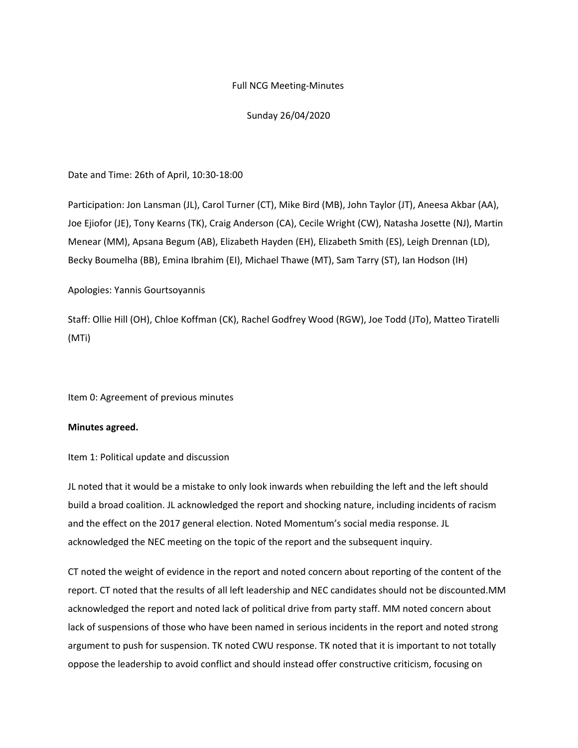Full NCG Meeting-Minutes

Sunday 26/04/2020

Date and Time: 26th of April, 10:30-18:00

Participation: Jon Lansman (JL), Carol Turner (CT), Mike Bird (MB), John Taylor (JT), Aneesa Akbar (AA), Joe Ejiofor (JE), Tony Kearns (TK), Craig Anderson (CA), Cecile Wright (CW), Natasha Josette (NJ), Martin Menear (MM), Apsana Begum (AB), Elizabeth Hayden (EH), Elizabeth Smith (ES), Leigh Drennan (LD), Becky Boumelha (BB), Emina Ibrahim (EI), Michael Thawe (MT), Sam Tarry (ST), Ian Hodson (IH)

Apologies: Yannis Gourtsoyannis

Staff: Ollie Hill (OH), Chloe Koffman (CK), Rachel Godfrey Wood (RGW), Joe Todd (JTo), Matteo Tiratelli (MTi)

Item 0: Agreement of previous minutes

**Minutes agreed.**

Item 1: Political update and discussion

JL noted that it would be a mistake to only look inwards when rebuilding the left and the left should build a broad coalition. JL acknowledged the report and shocking nature, including incidents of racism and the effect on the 2017 general election. Noted Momentum's social media response. JL acknowledged the NEC meeting on the topic of the report and the subsequent inquiry.

CT noted the weight of evidence in the report and noted concern about reporting of the content of the report. CT noted that the results of all left leadership and NEC candidates should not be discounted.MM acknowledged the report and noted lack of political drive from party staff. MM noted concern about lack of suspensions of those who have been named in serious incidents in the report and noted strong argument to push for suspension. TK noted CWU response. TK noted that it is important to not totally oppose the leadership to avoid conflict and should instead offer constructive criticism, focusing on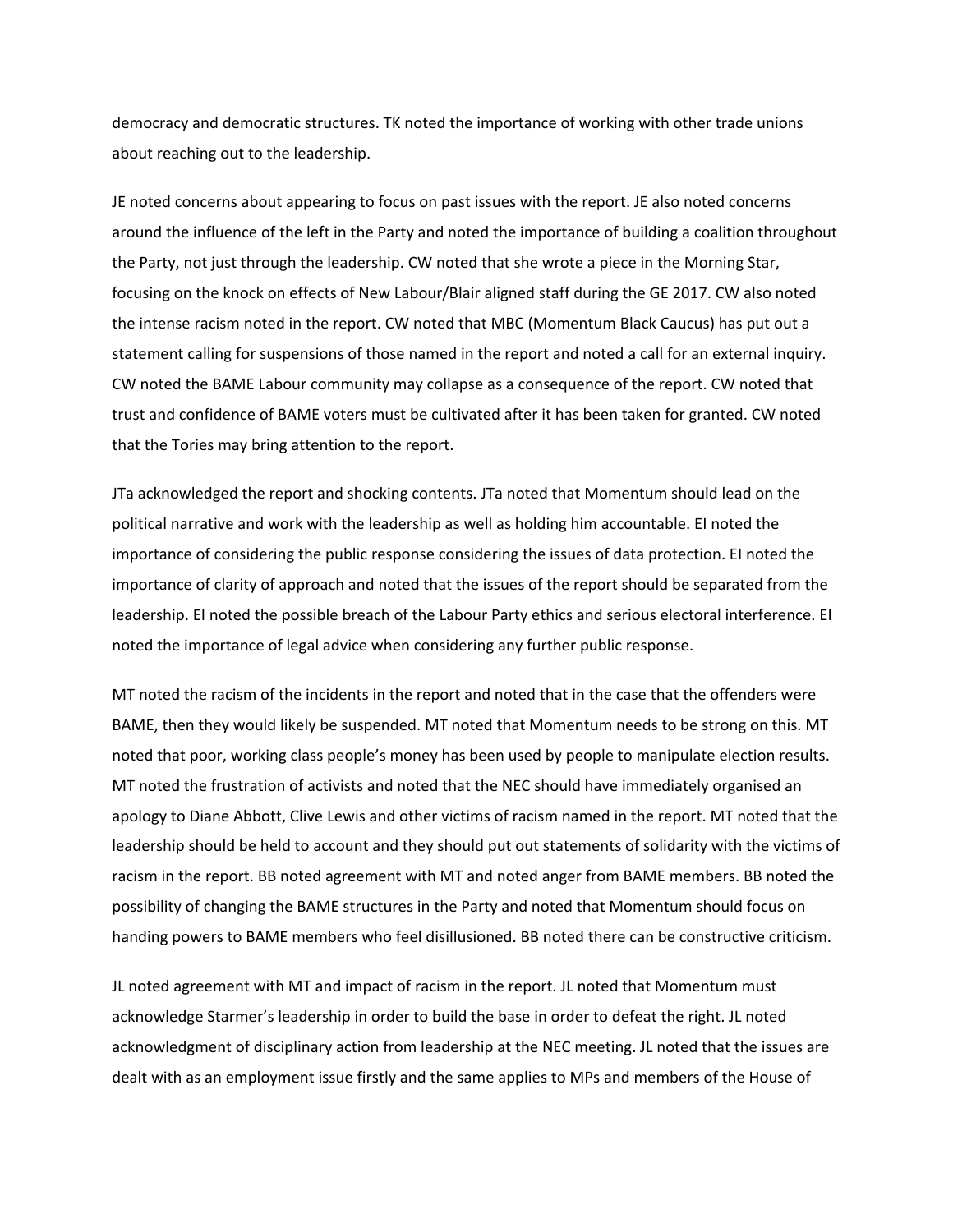democracy and democratic structures. TK noted the importance of working with other trade unions about reaching out to the leadership.

JE noted concerns about appearing to focus on past issues with the report. JE also noted concerns around the influence of the left in the Party and noted the importance of building a coalition throughout the Party, not just through the leadership. CW noted that she wrote a piece in the Morning Star, focusing on the knock on effects of New Labour/Blair aligned staff during the GE 2017. CW also noted the intense racism noted in the report. CW noted that MBC (Momentum Black Caucus) has put out a statement calling for suspensions of those named in the report and noted a call for an external inquiry. CW noted the BAME Labour community may collapse as a consequence of the report. CW noted that trust and confidence of BAME voters must be cultivated after it has been taken for granted. CW noted that the Tories may bring attention to the report.

JTa acknowledged the report and shocking contents. JTa noted that Momentum should lead on the political narrative and work with the leadership as well as holding him accountable. EI noted the importance of considering the public response considering the issues of data protection. EI noted the importance of clarity of approach and noted that the issues of the report should be separated from the leadership. EI noted the possible breach of the Labour Party ethics and serious electoral interference. EI noted the importance of legal advice when considering any further public response.

MT noted the racism of the incidents in the report and noted that in the case that the offenders were BAME, then they would likely be suspended. MT noted that Momentum needs to be strong on this. MT noted that poor, working class people's money has been used by people to manipulate election results. MT noted the frustration of activists and noted that the NEC should have immediately organised an apology to Diane Abbott, Clive Lewis and other victims of racism named in the report. MT noted that the leadership should be held to account and they should put out statements of solidarity with the victims of racism in the report. BB noted agreement with MT and noted anger from BAME members. BB noted the possibility of changing the BAME structures in the Party and noted that Momentum should focus on handing powers to BAME members who feel disillusioned. BB noted there can be constructive criticism.

JL noted agreement with MT and impact of racism in the report. JL noted that Momentum must acknowledge Starmer's leadership in order to build the base in order to defeat the right. JL noted acknowledgment of disciplinary action from leadership at the NEC meeting. JL noted that the issues are dealt with as an employment issue firstly and the same applies to MPs and members of the House of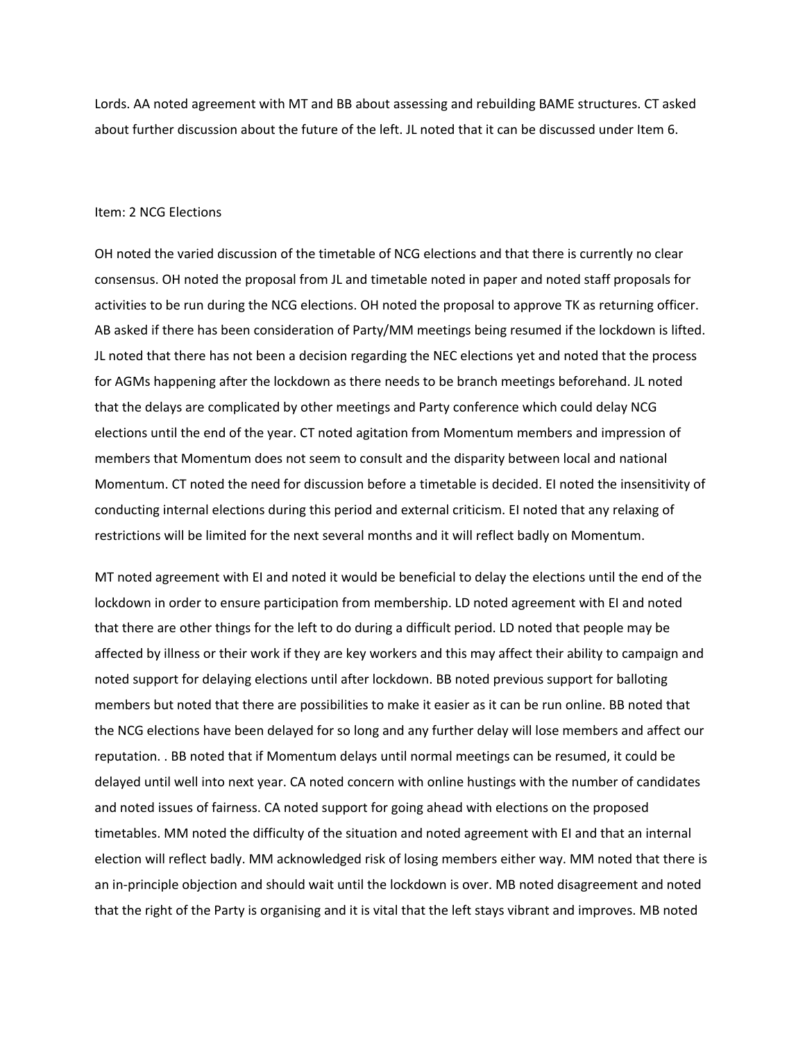Lords. AA noted agreement with MT and BB about assessing and rebuilding BAME structures. CT asked about further discussion about the future of the left. JL noted that it can be discussed under Item 6.

Item: 2 NCG Elections

OH noted the varied discussion of the timetable of NCG elections and that there is currently no clear consensus. OH noted the proposal from JL and timetable noted in paper and noted staff proposals for activities to be run during the NCG elections. OH noted the proposal to approve TK as returning officer. AB asked if there has been consideration of Party/MM meetings being resumed if the lockdown is lifted. JL noted that there has not been a decision regarding the NEC elections yet and noted that the process for AGMs happening after the lockdown as there needs to be branch meetings beforehand. JL noted that the delays are complicated by other meetings and Party conference which could delay NCG elections until the end of the year. CT noted agitation from Momentum members and impression of members that Momentum does not seem to consult and the disparity between local and national Momentum. CT noted the need for discussion before a timetable is decided. EI noted the insensitivity of conducting internal elections during this period and external criticism. EI noted that any relaxing of restrictions will be limited for the next several months and it will reflect badly on Momentum.

MT noted agreement with EI and noted it would be beneficial to delay the elections until the end of the lockdown in order to ensure participation from membership. LD noted agreement with EI and noted that there are other things for the left to do during a difficult period. LD noted that people may be affected by illness or their work if they are key workers and this may affect their ability to campaign and noted support for delaying elections until after lockdown. BB noted previous support for balloting members but noted that there are possibilities to make it easier as it can be run online. BB noted that the NCG elections have been delayed for so long and any further delay will lose members and affect our reputation. . BB noted that if Momentum delays until normal meetings can be resumed, it could be delayed until well into next year. CA noted concern with online hustings with the number of candidates and noted issues of fairness. CA noted support for going ahead with elections on the proposed timetables. MM noted the difficulty of the situation and noted agreement with EI and that an internal election will reflect badly. MM acknowledged risk of losing members either way. MM noted that there is an in-principle objection and should wait until the lockdown is over. MB noted disagreement and noted that the right of the Party is organising and it is vital that the left stays vibrant and improves. MB noted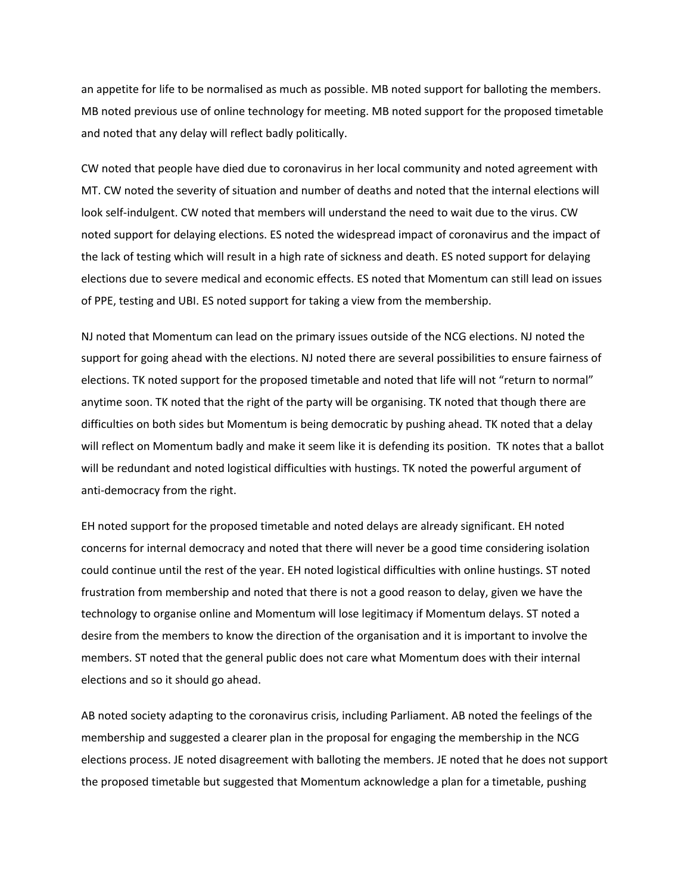an appetite for life to be normalised as much as possible. MB noted support for balloting the members. MB noted previous use of online technology for meeting. MB noted support for the proposed timetable and noted that any delay will reflect badly politically.

CW noted that people have died due to coronavirus in her local community and noted agreement with MT. CW noted the severity of situation and number of deaths and noted that the internal elections will look self-indulgent. CW noted that members will understand the need to wait due to the virus. CW noted support for delaying elections. ES noted the widespread impact of coronavirus and the impact of the lack of testing which will result in a high rate of sickness and death. ES noted support for delaying elections due to severe medical and economic effects. ES noted that Momentum can still lead on issues of PPE, testing and UBI. ES noted support for taking a view from the membership.

NJ noted that Momentum can lead on the primary issues outside of the NCG elections. NJ noted the support for going ahead with the elections. NJ noted there are several possibilities to ensure fairness of elections. TK noted support for the proposed timetable and noted that life will not "return to normal" anytime soon. TK noted that the right of the party will be organising. TK noted that though there are difficulties on both sides but Momentum is being democratic by pushing ahead. TK noted that a delay will reflect on Momentum badly and make it seem like it is defending its position. TK notes that a ballot will be redundant and noted logistical difficulties with hustings. TK noted the powerful argument of anti-democracy from the right.

EH noted support for the proposed timetable and noted delays are already significant. EH noted concerns for internal democracy and noted that there will never be a good time considering isolation could continue until the rest of the year. EH noted logistical difficulties with online hustings. ST noted frustration from membership and noted that there is not a good reason to delay, given we have the technology to organise online and Momentum will lose legitimacy if Momentum delays. ST noted a desire from the members to know the direction of the organisation and it is important to involve the members. ST noted that the general public does not care what Momentum does with their internal elections and so it should go ahead.

AB noted society adapting to the coronavirus crisis, including Parliament. AB noted the feelings of the membership and suggested a clearer plan in the proposal for engaging the membership in the NCG elections process. JE noted disagreement with balloting the members. JE noted that he does not support the proposed timetable but suggested that Momentum acknowledge a plan for a timetable, pushing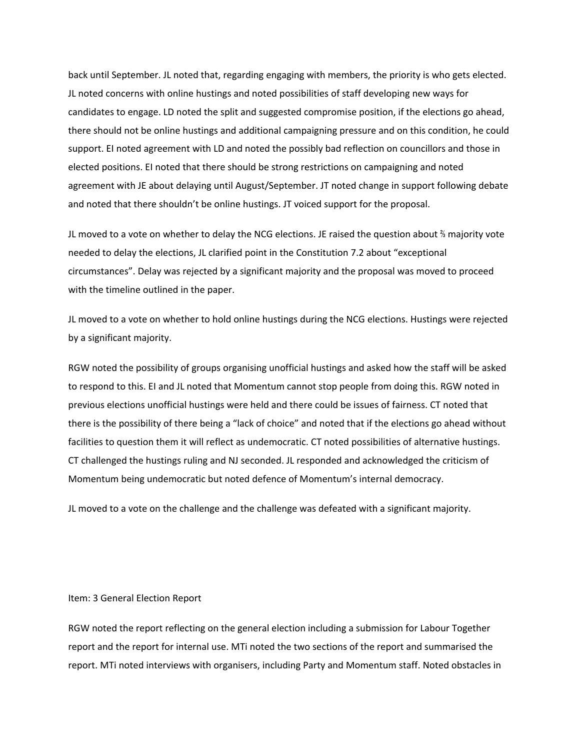back until September. JL noted that, regarding engaging with members, the priority is who gets elected. JL noted concerns with online hustings and noted possibilities of staff developing new ways for candidates to engage. LD noted the split and suggested compromise position, if the elections go ahead, there should not be online hustings and additional campaigning pressure and on this condition, he could support. EI noted agreement with LD and noted the possibly bad reflection on councillors and those in elected positions. EI noted that there should be strong restrictions on campaigning and noted agreement with JE about delaying until August/September. JT noted change in support following debate and noted that there shouldn't be online hustings. JT voiced support for the proposal.

JL moved to a vote on whether to delay the NCG elections. JE raised the question about ⅔ majority vote needed to delay the elections, JL clarified point in the Constitution 7.2 about "exceptional circumstances". Delay was rejected by a significant majority and the proposal was moved to proceed with the timeline outlined in the paper.

JL moved to a vote on whether to hold online hustings during the NCG elections. Hustings were rejected by a significant majority.

RGW noted the possibility of groups organising unofficial hustings and asked how the staff will be asked to respond to this. EI and JL noted that Momentum cannot stop people from doing this. RGW noted in previous elections unofficial hustings were held and there could be issues of fairness. CT noted that there is the possibility of there being a "lack of choice" and noted that if the elections go ahead without facilities to question them it will reflect as undemocratic. CT noted possibilities of alternative hustings. CT challenged the hustings ruling and NJ seconded. JL responded and acknowledged the criticism of Momentum being undemocratic but noted defence of Momentum's internal democracy.

JL moved to a vote on the challenge and the challenge was defeated with a significant majority.

Item: 3 General Election Report

RGW noted the report reflecting on the general election including a submission for Labour Together report and the report for internal use. MTi noted the two sections of the report and summarised the report. MTi noted interviews with organisers, including Party and Momentum staff. Noted obstacles in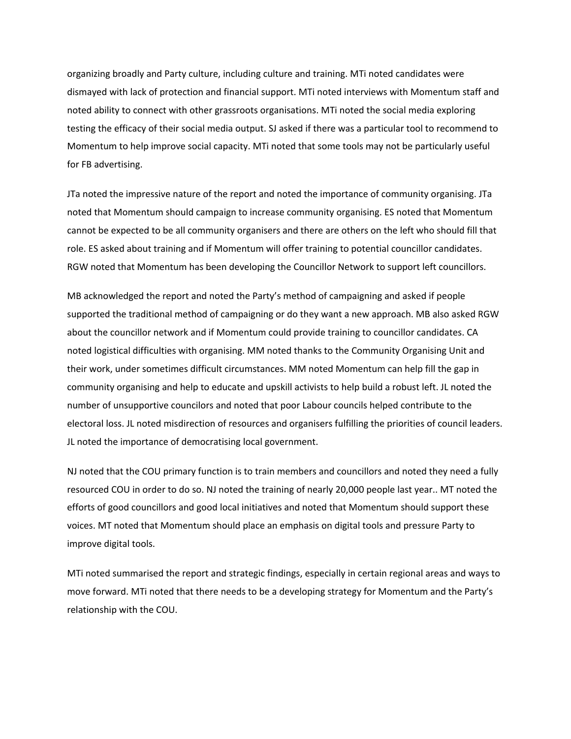organizing broadly and Party culture, including culture and training. MTi noted candidates were dismayed with lack of protection and financial support. MTi noted interviews with Momentum staff and noted ability to connect with other grassroots organisations. MTi noted the social media exploring testing the efficacy of their social media output. SJ asked if there was a particular tool to recommend to Momentum to help improve social capacity. MTi noted that some tools may not be particularly useful for FB advertising.

JTa noted the impressive nature of the report and noted the importance of community organising. JTa noted that Momentum should campaign to increase community organising. ES noted that Momentum cannot be expected to be all community organisers and there are others on the left who should fill that role. ES asked about training and if Momentum will offer training to potential councillor candidates. RGW noted that Momentum has been developing the Councillor Network to support left councillors.

MB acknowledged the report and noted the Party's method of campaigning and asked if people supported the traditional method of campaigning or do they want a new approach. MB also asked RGW about the councillor network and if Momentum could provide training to councillor candidates. CA noted logistical difficulties with organising. MM noted thanks to the Community Organising Unit and their work, under sometimes difficult circumstances. MM noted Momentum can help fill the gap in community organising and help to educate and upskill activists to help build a robust left. JL noted the number of unsupportive councilors and noted that poor Labour councils helped contribute to the electoral loss. JL noted misdirection of resources and organisers fulfilling the priorities of council leaders. JL noted the importance of democratising local government.

NJ noted that the COU primary function is to train members and councillors and noted they need a fully resourced COU in order to do so. NJ noted the training of nearly 20,000 people last year.. MT noted the efforts of good councillors and good local initiatives and noted that Momentum should support these voices. MT noted that Momentum should place an emphasis on digital tools and pressure Party to improve digital tools.

MTi noted summarised the report and strategic findings, especially in certain regional areas and ways to move forward. MTi noted that there needs to be a developing strategy for Momentum and the Party's relationship with the COU.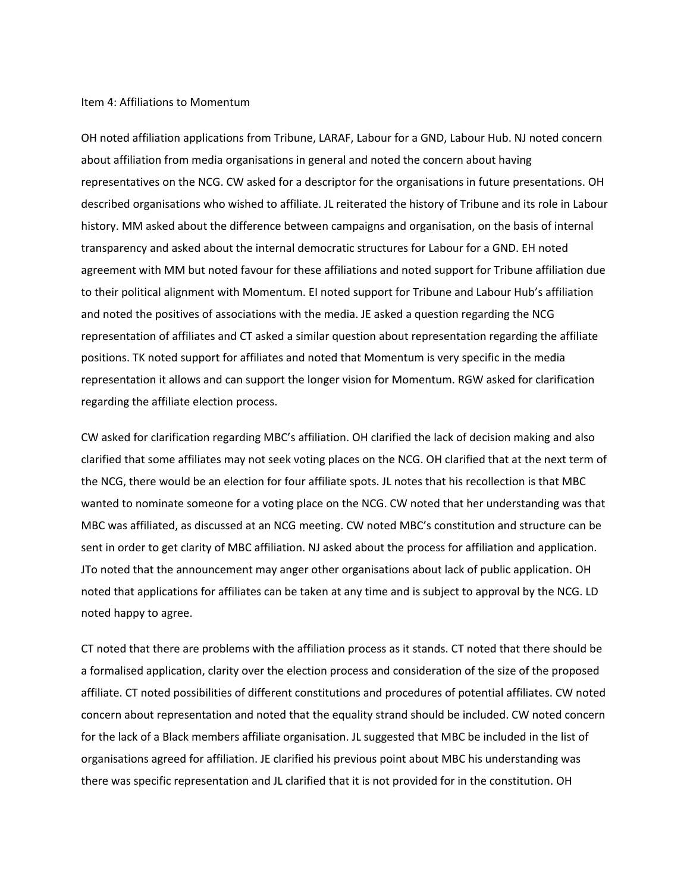Item 4: Affiliations to Momentum

OH noted affiliation applications from Tribune, LARAF, Labour for a GND, Labour Hub. NJ noted concern about affiliation from media organisations in general and noted the concern about having representatives on the NCG. CW asked for a descriptor for the organisations in future presentations. OH described organisations who wished to affiliate. JL reiterated the history of Tribune and its role in Labour history. MM asked about the difference between campaigns and organisation, on the basis of internal transparency and asked about the internal democratic structures for Labour for a GND. EH noted agreement with MM but noted favour for these affiliations and noted support for Tribune affiliation due to their political alignment with Momentum. EI noted support for Tribune and Labour Hub's affiliation and noted the positives of associations with the media. JE asked a question regarding the NCG representation of affiliates and CT asked a similar question about representation regarding the affiliate positions. TK noted support for affiliates and noted that Momentum is very specific in the media representation it allows and can support the longer vision for Momentum. RGW asked for clarification regarding the affiliate election process.

CW asked for clarification regarding MBC's affiliation. OH clarified the lack of decision making and also clarified that some affiliates may not seek voting places on the NCG. OH clarified that at the next term of the NCG, there would be an election for four affiliate spots. JL notes that his recollection is that MBC wanted to nominate someone for a voting place on the NCG. CW noted that her understanding was that MBC was affiliated, as discussed at an NCG meeting. CW noted MBC's constitution and structure can be sent in order to get clarity of MBC affiliation. NJ asked about the process for affiliation and application. JTo noted that the announcement may anger other organisations about lack of public application. OH noted that applications for affiliates can be taken at any time and is subject to approval by the NCG. LD noted happy to agree.

CT noted that there are problems with the affiliation process as it stands. CT noted that there should be a formalised application, clarity over the election process and consideration of the size of the proposed affiliate. CT noted possibilities of different constitutions and procedures of potential affiliates. CW noted concern about representation and noted that the equality strand should be included. CW noted concern for the lack of a Black members affiliate organisation. JL suggested that MBC be included in the list of organisations agreed for affiliation. JE clarified his previous point about MBC his understanding was there was specific representation and JL clarified that it is not provided for in the constitution. OH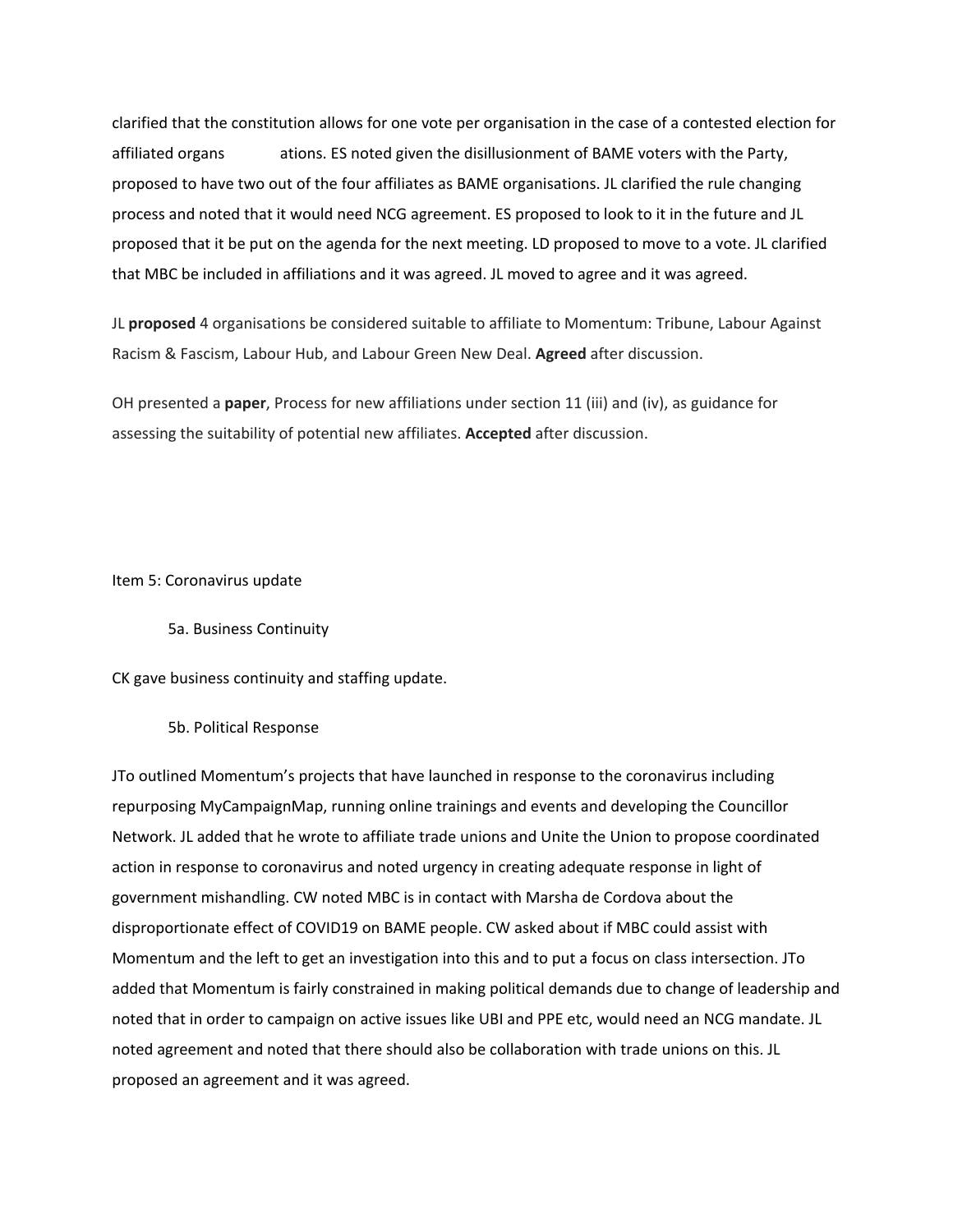clarified that the constitution allows for one vote per organisation in the case of a contested election for affiliated organs ations. ES noted given the disillusionment of BAME voters with the Party, proposed to have two out of the four affiliates as BAME organisations. JL clarified the rule changing process and noted that it would need NCG agreement. ES proposed to look to it in the future and JL proposed that it be put on the agenda for the next meeting. LD proposed to move to a vote. JL clarified that MBC be included in affiliations and it was agreed. JL moved to agree and it was agreed.

JL **proposed** 4 organisations be considered suitable to affiliate to Momentum: Tribune, Labour Against Racism & Fascism, Labour Hub, and Labour Green New Deal. **Agreed** after discussion.

OH presented a **paper**, Process for new affiliations under section 11 (iii) and (iv), as guidance for assessing the suitability of potential new affiliates. **Accepted** after discussion.

Item 5: Coronavirus update

5a. Business Continuity

CK gave business continuity and staffing update.

5b. Political Response

JTo outlined Momentum's projects that have launched in response to the coronavirus including repurposing MyCampaignMap, running online trainings and events and developing the Councillor Network. JL added that he wrote to affiliate trade unions and Unite the Union to propose coordinated action in response to coronavirus and noted urgency in creating adequate response in light of government mishandling. CW noted MBC is in contact with Marsha de Cordova about the disproportionate effect of COVID19 on BAME people. CW asked about if MBC could assist with Momentum and the left to get an investigation into this and to put a focus on class intersection. JTo added that Momentum is fairly constrained in making political demands due to change of leadership and noted that in order to campaign on active issues like UBI and PPE etc, would need an NCG mandate. JL noted agreement and noted that there should also be collaboration with trade unions on this. JL proposed an agreement and it was agreed.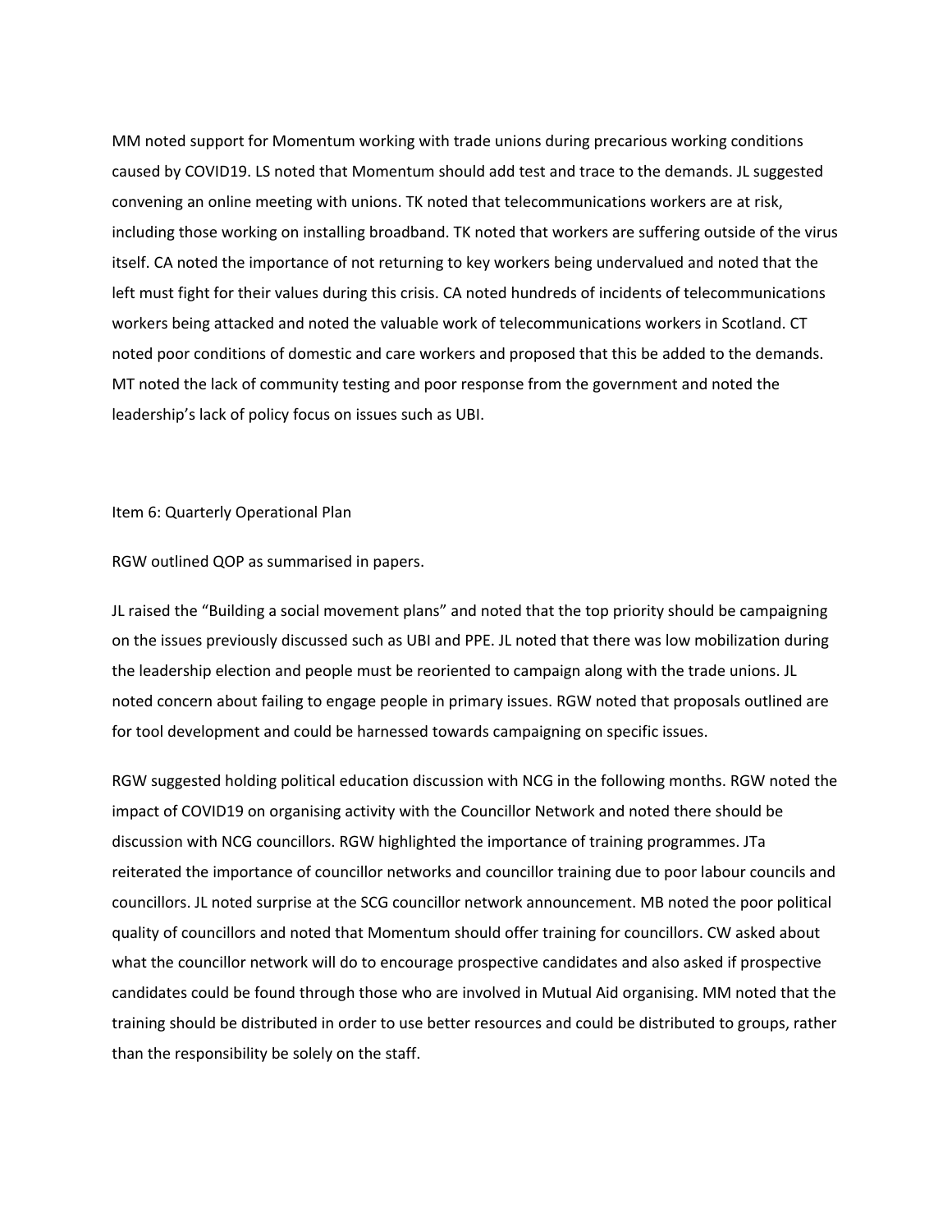MM noted support for Momentum working with trade unions during precarious working conditions caused by COVID19. LS noted that Momentum should add test and trace to the demands. JL suggested convening an online meeting with unions. TK noted that telecommunications workers are at risk, including those working on installing broadband. TK noted that workers are suffering outside of the virus itself. CA noted the importance of not returning to key workers being undervalued and noted that the left must fight for their values during this crisis. CA noted hundreds of incidents of telecommunications workers being attacked and noted the valuable work of telecommunications workers in Scotland. CT noted poor conditions of domestic and care workers and proposed that this be added to the demands. MT noted the lack of community testing and poor response from the government and noted the leadership's lack of policy focus on issues such as UBI.

Item 6: Quarterly Operational Plan

RGW outlined QOP as summarised in papers.

JL raised the "Building a social movement plans" and noted that the top priority should be campaigning on the issues previously discussed such as UBI and PPE. JL noted that there was low mobilization during the leadership election and people must be reoriented to campaign along with the trade unions. JL noted concern about failing to engage people in primary issues. RGW noted that proposals outlined are for tool development and could be harnessed towards campaigning on specific issues.

RGW suggested holding political education discussion with NCG in the following months. RGW noted the impact of COVID19 on organising activity with the Councillor Network and noted there should be discussion with NCG councillors. RGW highlighted the importance of training programmes. JTa reiterated the importance of councillor networks and councillor training due to poor labour councils and councillors. JL noted surprise at the SCG councillor network announcement. MB noted the poor political quality of councillors and noted that Momentum should offer training for councillors. CW asked about what the councillor network will do to encourage prospective candidates and also asked if prospective candidates could be found through those who are involved in Mutual Aid organising. MM noted that the training should be distributed in order to use better resources and could be distributed to groups, rather than the responsibility be solely on the staff.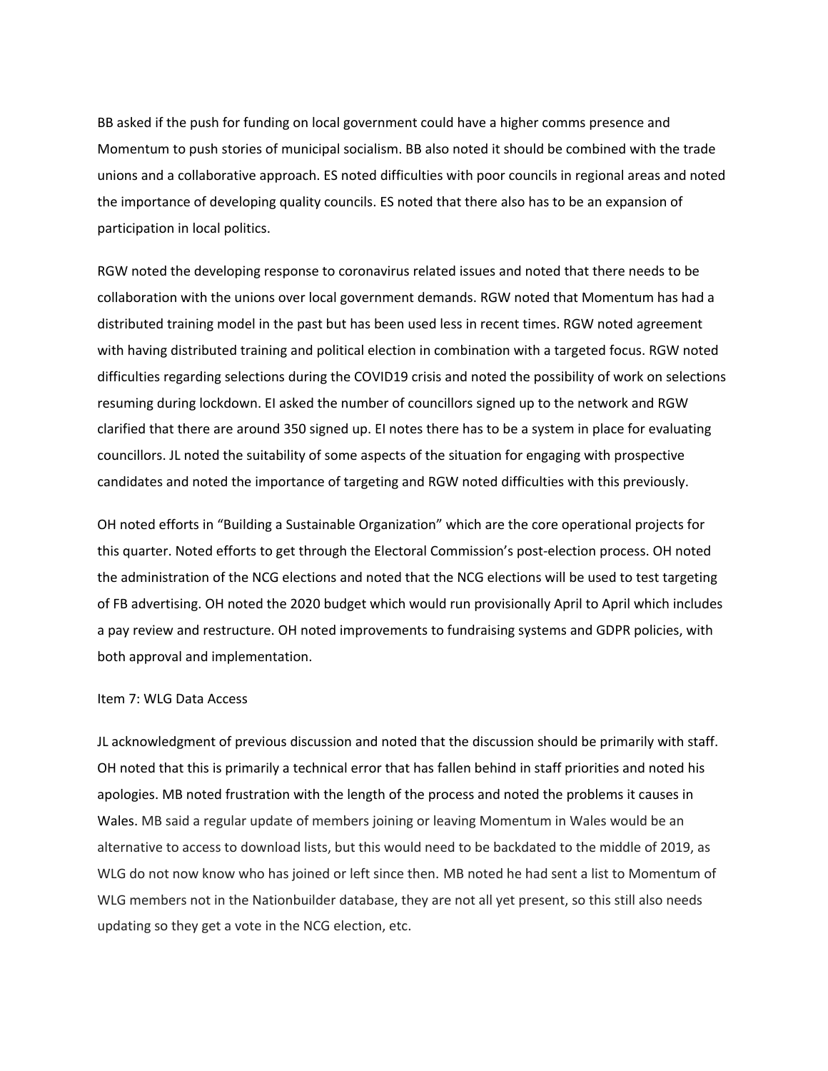BB asked if the push for funding on local government could have a higher comms presence and Momentum to push stories of municipal socialism. BB also noted it should be combined with the trade unions and a collaborative approach. ES noted difficulties with poor councils in regional areas and noted the importance of developing quality councils. ES noted that there also has to be an expansion of participation in local politics.

RGW noted the developing response to coronavirus related issues and noted that there needs to be collaboration with the unions over local government demands. RGW noted that Momentum has had a distributed training model in the past but has been used less in recent times. RGW noted agreement with having distributed training and political election in combination with a targeted focus. RGW noted difficulties regarding selections during the COVID19 crisis and noted the possibility of work on selections resuming during lockdown. EI asked the number of councillors signed up to the network and RGW clarified that there are around 350 signed up. EI notes there has to be a system in place for evaluating councillors. JL noted the suitability of some aspects of the situation for engaging with prospective candidates and noted the importance of targeting and RGW noted difficulties with this previously.

OH noted efforts in "Building a Sustainable Organization" which are the core operational projects for this quarter. Noted efforts to get through the Electoral Commission's post-election process. OH noted the administration of the NCG elections and noted that the NCG elections will be used to test targeting of FB advertising. OH noted the 2020 budget which would run provisionally April to April which includes a pay review and restructure. OH noted improvements to fundraising systems and GDPR policies, with both approval and implementation.

Item 7: WLG Data Access

JL acknowledgment of previous discussion and noted that the discussion should be primarily with staff. OH noted that this is primarily a technical error that has fallen behind in staff priorities and noted his apologies. MB noted frustration with the length of the process and noted the problems it causes in Wales. MB said a regular update of members joining or leaving Momentum in Wales would be an alternative to access to download lists, but this would need to be backdated to the middle of 2019, as WLG do not now know who has joined or left since then. MB noted he had sent a list to Momentum of WLG members not in the Nationbuilder database, they are not all yet present, so this still also needs updating so they get a vote in the NCG election, etc.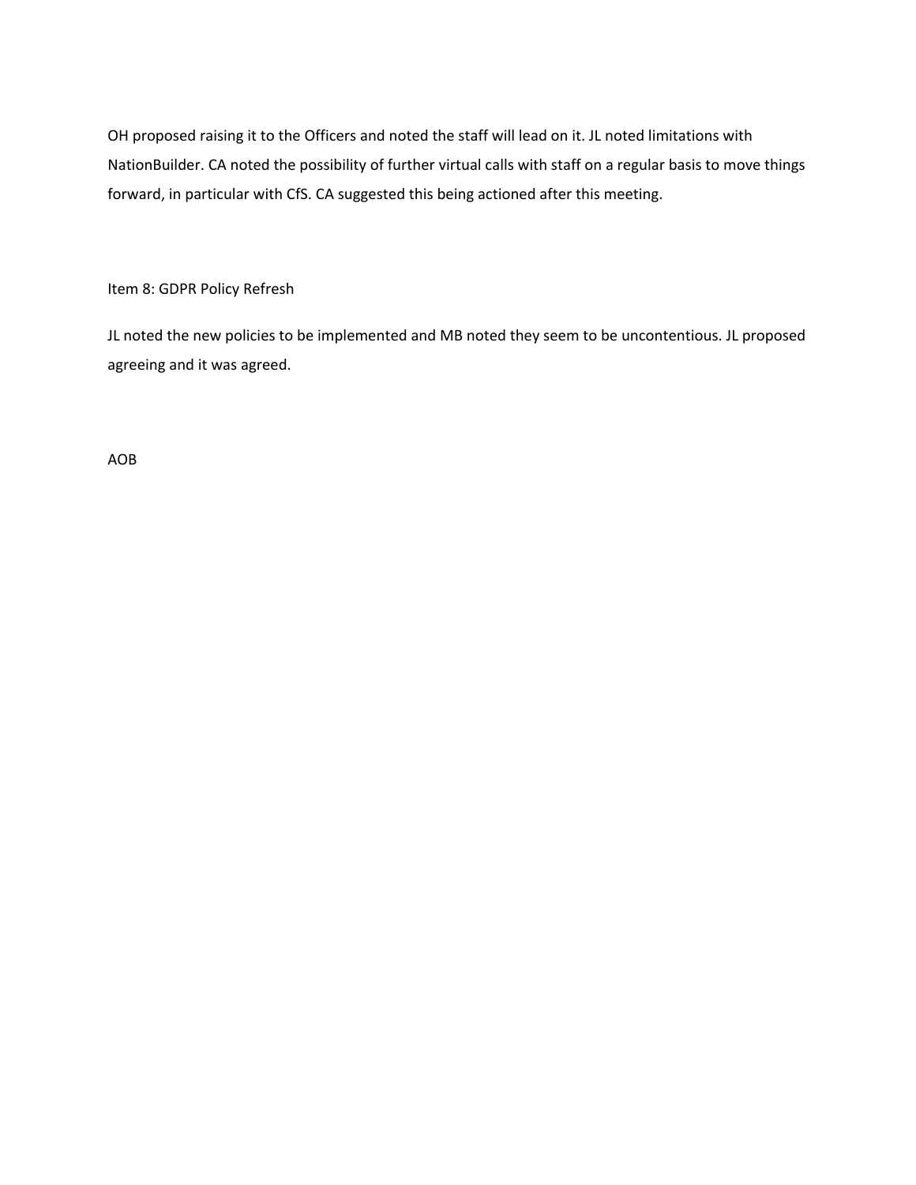OH proposed raising it to the Officers and noted the staff will lead on it. JL noted limitations with NationBuilder. CA noted the possibility of further virtual calls with staff on a regular basis to move things forward, in particular with CfS. CA suggested this being actioned after this meeting.

Item 8: GDPR Policy Refresh

JL noted the new policies to be implemented and MB noted they seem to be uncontentious. JL proposed agreeing and it was agreed.

AOB